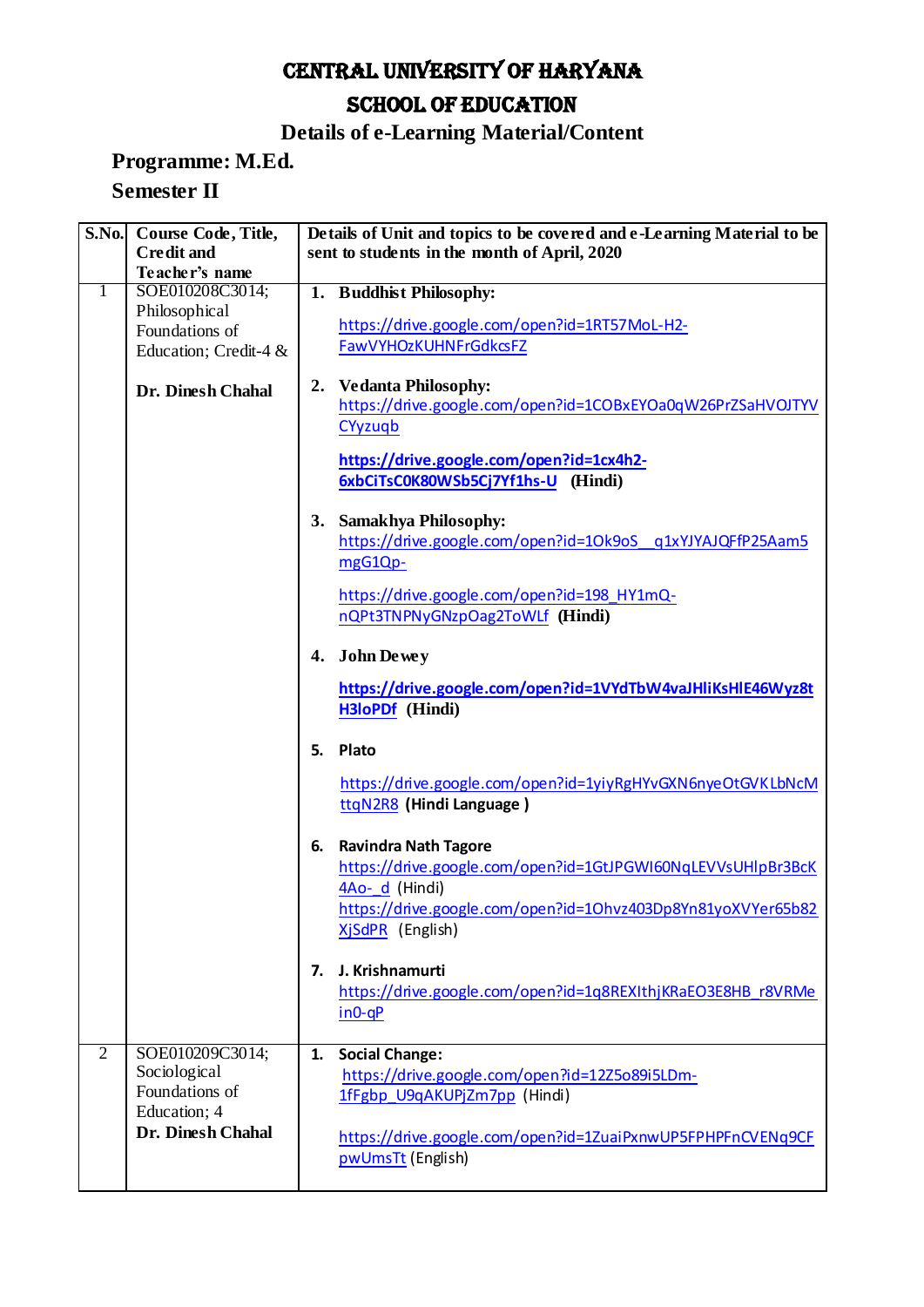# CENTRAL UNIVERSITY OF HARYANA

## SCHOOL OF EDUCATION

### Details of e-Learning Material/Content

**Programme: M.Ed.**

**Semester II**

| S.No. | Course Code, Title, Credit and Teacher's name | Details of Unit and topics to be covered and e-Learning Material to be sent to students in the month of April, 2020 |
|---|---|---|
| 1 | SOE010208C3014; Philosophical Foundations of Education; Credit-4 & **Dr. Dinesh Chahal** | 1. **Buddhist Philosophy:** https://drive.google.com/open?id=1RT57MoL-H2-FawVYHOzKUHNFrGdkcsFZ <br> 2. **Vedanta Philosophy:** https://drive.google.com/open?id=1COBxEYOa0qW26PrZSaHVOJTYVCYyzuqb <br> **https://drive.google.com/open?id=1cx4h2-6xbCiTsC0K80WSb5Cj7Yf1hs-U** **(Hindi)** <br> 3. **Samakhya Philosophy:** https://drive.google.com/open?id=1Ok9oS__q1xYJYAJQFfP25Aam5mgG1Qp- <br> https://drive.google.com/open?id=198_HY1mQ-nQPt3TNPNyGNzpOag2ToWLf **(Hindi)** <br> 4. **John Dewey** <br> **https://drive.google.com/open?id=1VYdTbW4vaJHliKsHlE46Wyz8tH3loPDf** **(Hindi)** <br> 5. **Plato** <br> https://drive.google.com/open?id=1yiyRgHYvGXN6nyeOtGVKLbNcMttqN2R8 **(Hindi Language )** <br> 6. **Ravindra Nath Tagore** <br> https://drive.google.com/open?id=1GtJPGWI60NqLEVVsUHlpBr3BcK4Ao-_d (Hindi) <br> https://drive.google.com/open?id=1Ohvz403Dp8Yn81yoXVYer65b82XjSdPR (English) <br> 7. **J. Krishnamurti** <br> https://drive.google.com/open?id=1q8REXIthjKRaEO3E8HB_r8VRMein0-qP |
| 2 | SOE010209C3014; Sociological Foundations of Education; 4 **Dr. Dinesh Chahal** | 1. **Social Change:** https://drive.google.com/open?id=12Z5o89i5LDm-1fFgbp_U9qAKUPjZm7pp (Hindi) <br> https://drive.google.com/open?id=1ZuaiPxnwUP5FPHPFnCVENq9CFpwUmsTt (English) |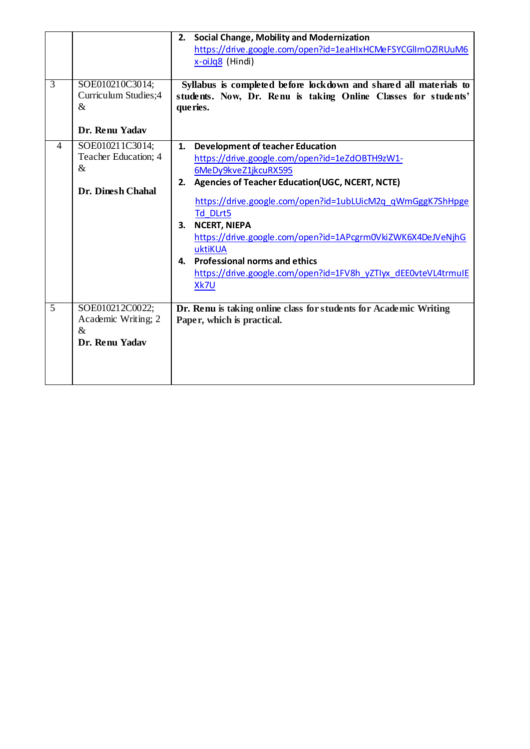| | | |
|---|---|---|
| | | **2. Social Change, Mobility and Modernization** https://drive.google.com/open?id=1eaHIxHCMeFSYCGlImOZlRUuM6x-oiJq8 (Hindi) |
| 3 | SOE010210C3014; Curriculum Studies;4 & **Dr. Renu Yadav** | **Syllabus is completed before lockdown and shared all materials to students. Now, Dr. Renu is taking Online Classes for students' queries.** |
| 4 | SOE010211C3014; Teacher Education; 4 & **Dr. Dinesh Chahal** | **1. Development of teacher Education** https://drive.google.com/open?id=1eZdOBTH9zW1-6MeDy9kveZ1jkcuRX595 **2. Agencies of Teacher Education(UGC, NCERT, NCTE)** https://drive.google.com/open?id=1ubLUicM2q_qWmGggK7ShHpgeTd_DLrt5 **3. NCERT, NIEPA** https://drive.google.com/open?id=1APcgrm0VkiZWK6X4DeJVeNjhGuktiKUA **4. Professional norms and ethics** https://drive.google.com/open?id=1FV8h_yZTIyx_dEE0vteVL4trmuIEXk7U |
| 5 | SOE010212C0022; Academic Writing; 2 & **Dr. Renu Yadav** | **Dr. Renu is taking online class for students for Academic Writing Paper, which is practical.** |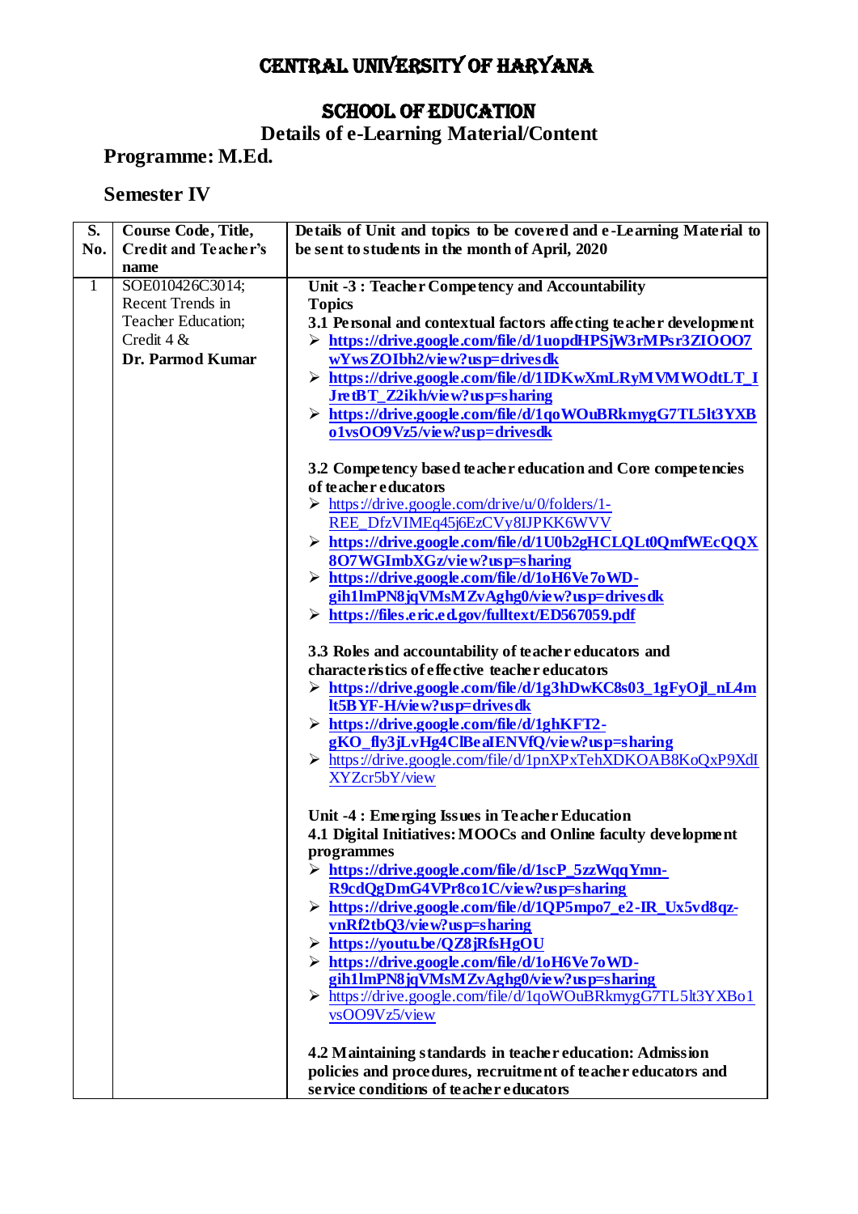# CENTRAL UNIVERSITY OF HARYANA

## SCHOOL OF EDUCATION

## Details of e-Learning Material/Content

**Programme: M.Ed.**

**Semester IV**

| S. No. | Course Code, Title, Credit and Teacher's name | Details of Unit and topics to be covered and e-Learning Material to be sent to students in the month of April, 2020 |
|---|---|---|
| 1 | SOE010426C3014; Recent Trends in Teacher Education; Credit 4 & **Dr. Parmod Kumar** | **Unit -3 : Teacher Competency and Accountability**<br>**Topics**<br>**3.1 Personal and contextual factors affecting teacher development**<br>➢ **https://drive.google.com/file/d/1uopdHPSjW3rMPsr3ZIOOO7wYwsZOIbh2/view?usp=drivesdk**<br>➢ **https://drive.google.com/file/d/1IDKwXmLRyMVMWOdtLT_IJretBT_Z2ikh/view?usp=sharing**<br>➢ **https://drive.google.com/file/d/1qoWOuBRkmygG7TL5lt3YXBo1vsOO9Vz5/view?usp=drivesdk**<br><br>**3.2 Competency based teacher education and Core competencies of teacher educators**<br>➢ https://drive.google.com/drive/u/0/folders/1-REE_DfzVIMEq45j6EzCVy8IJPKK6WVV<br>➢ **https://drive.google.com/file/d/1U0b2gHCLQLt0QmfWEcQQX8O7WGImbXGz/view?usp=sharing**<br>➢ **https://drive.google.com/file/d/1oH6Ve7oWD-gih1lmPN8jqVMsMZvAghg0/view?usp=drivesdk**<br>➢ **https://files.eric.ed.gov/fulltext/ED567059.pdf**<br><br>**3.3 Roles and accountability of teacher educators and characteristics of effective teacher educators**<br>➢ **https://drive.google.com/file/d/1g3hDwKC8s03_1gFyOjl_nL4mlt5BYF-H/view?usp=drivesdk**<br>➢ **https://drive.google.com/file/d/1ghKFT2-gKO_fly3jLvHg4ClBeaIENVfQ/view?usp=sharing**<br>➢ https://drive.google.com/file/d/1pnXPxTehXDKOAB8KoQxP9XdIXYZcr5bY/view<br><br>**Unit -4 : Emerging Issues in Teacher Education**<br>**4.1 Digital Initiatives: MOOCs and Online faculty development programmes**<br>➢ **https://drive.google.com/file/d/1scP_5zzWqqYmn-R9cdQgDmG4VPr8co1C/view?usp=sharing**<br>➢ **https://drive.google.com/file/d/1QP5mpo7_e2-IR_Ux5vd8qz-vnRf2tbQ3/view?usp=sharing**<br>➢ **https://youtu.be/QZ8jRfsHgOU**<br>➢ **https://drive.google.com/file/d/1oH6Ve7oWD-gih1lmPN8jqVMsMZvAghg0/view?usp=sharing**<br>➢ https://drive.google.com/file/d/1qoWOuBRkmygG7TL5lt3YXBo1vsOO9Vz5/view<br><br>**4.2 Maintaining standards in teacher education: Admission policies and procedures, recruitment of teacher educators and service conditions of teacher educators** |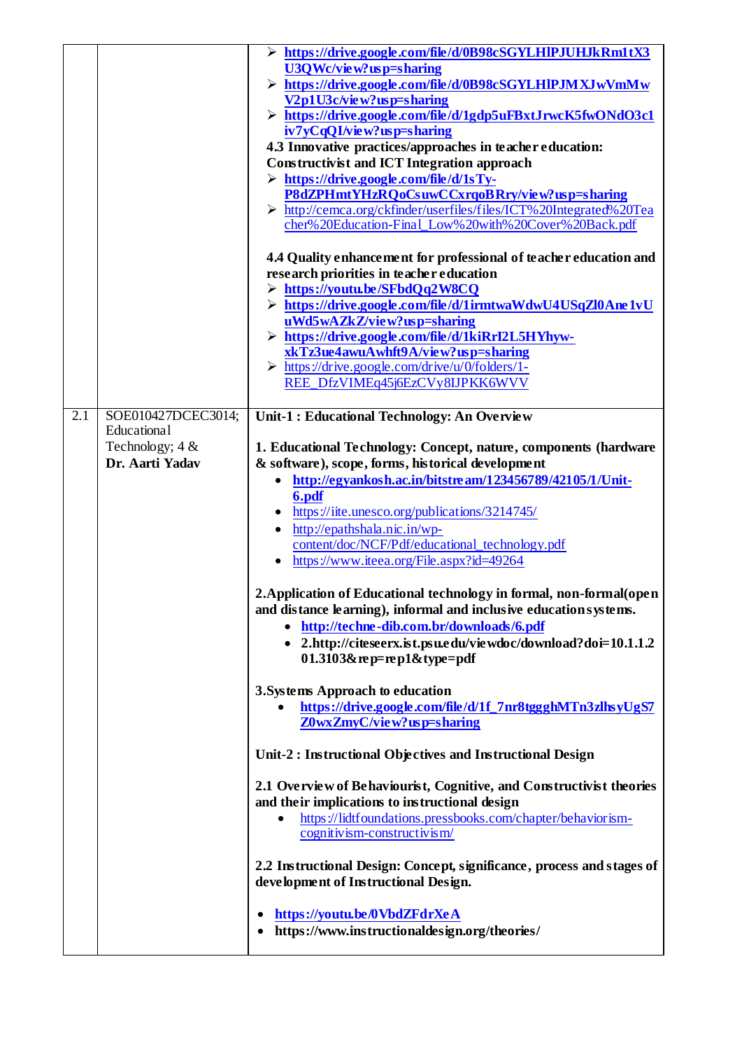| | | |
|---|---|---|
| | | ➢ **https://drive.google.com/file/d/0B98cSGYLHlPJUHJkRm1tX3U3QWc/view?usp=sharing**<br>➢ **https://drive.google.com/file/d/0B98cSGYLHlPJMXJwVmMwV2p1U3c/view?usp=sharing**<br>➢ **https://drive.google.com/file/d/1gdp5uFBxtJrwcK5fwONdO3c1iv7yCqQI/view?usp=sharing**<br>**4.3 Innovative practices/approaches in teacher education: Constructivist and ICT Integration approach**<br>➢ **https://drive.google.com/file/d/1sTy-P8dZPHmtYHzRQoCsuwCCxrqoBRry/view?usp=sharing**<br>➢ http://cemca.org/ckfinder/userfiles/files/ICT%20Integrated%20Teacher%20Education-Final_Low%20with%20Cover%20Back.pdf<br><br>**4.4 Quality enhancement for professional of teacher education and research priorities in teacher education**<br>➢ **https://youtu.be/SFbdQq2W8CQ**<br>➢ **https://drive.google.com/file/d/1irmtwaWdwU4USqZl0Ane1vUuWd5wAZkZ/view?usp=sharing**<br>➢ **https://drive.google.com/file/d/1kiRrI2L5HYhyw-xkTz3ue4awuAwhft9A/view?usp=sharing**<br>➢ https://drive.google.com/drive/u/0/folders/1-REE_DfzVIMEq45j6EzCVy8IJPKK6WVV |
| 2.1 | SOE010427DCEC3014; Educational Technology; 4 & **Dr. Aarti Yadav** | **Unit-1 : Educational Technology: An Overview**<br><br>**1. Educational Technology: Concept, nature, components (hardware & software), scope, forms, historical development**<br>• **http://egyankosh.ac.in/bitstream/123456789/42105/1/Unit-6.pdf**<br>• https://iite.unesco.org/publications/3214745/<br>• http://epathshala.nic.in/wp-content/doc/NCF/Pdf/educational_technology.pdf<br>• https://www.iteea.org/File.aspx?id=49264<br><br>**2.Application of Educational technology in formal, non-formal(open and distance learning), informal and inclusive education systems.**<br>• **http://techne-dib.com.br/downloads/6.pdf**<br>• **2.http://citeseerx.ist.psu.edu/viewdoc/download?doi=10.1.1.201.3103&rep=rep1&type=pdf**<br><br>**3.Systems Approach to education**<br>• **https://drive.google.com/file/d/1f_7nr8tggghMTn3zlhsyUgS7Z0wxZmyC/view?usp=sharing**<br><br>**Unit-2 : Instructional Objectives and Instructional Design**<br><br>**2.1 Overview of Behaviourist, Cognitive, and Constructivist theories and their implications to instructional design**<br>• https://lidtfoundations.pressbooks.com/chapter/behaviorism-cognitivism-constructivism/<br><br>**2.2 Instructional Design: Concept, significance, process and stages of development of Instructional Design.**<br><br>• **https://youtu.be/0VbdZFdrXeA**<br>• **https://www.instructionaldesign.org/theories/** |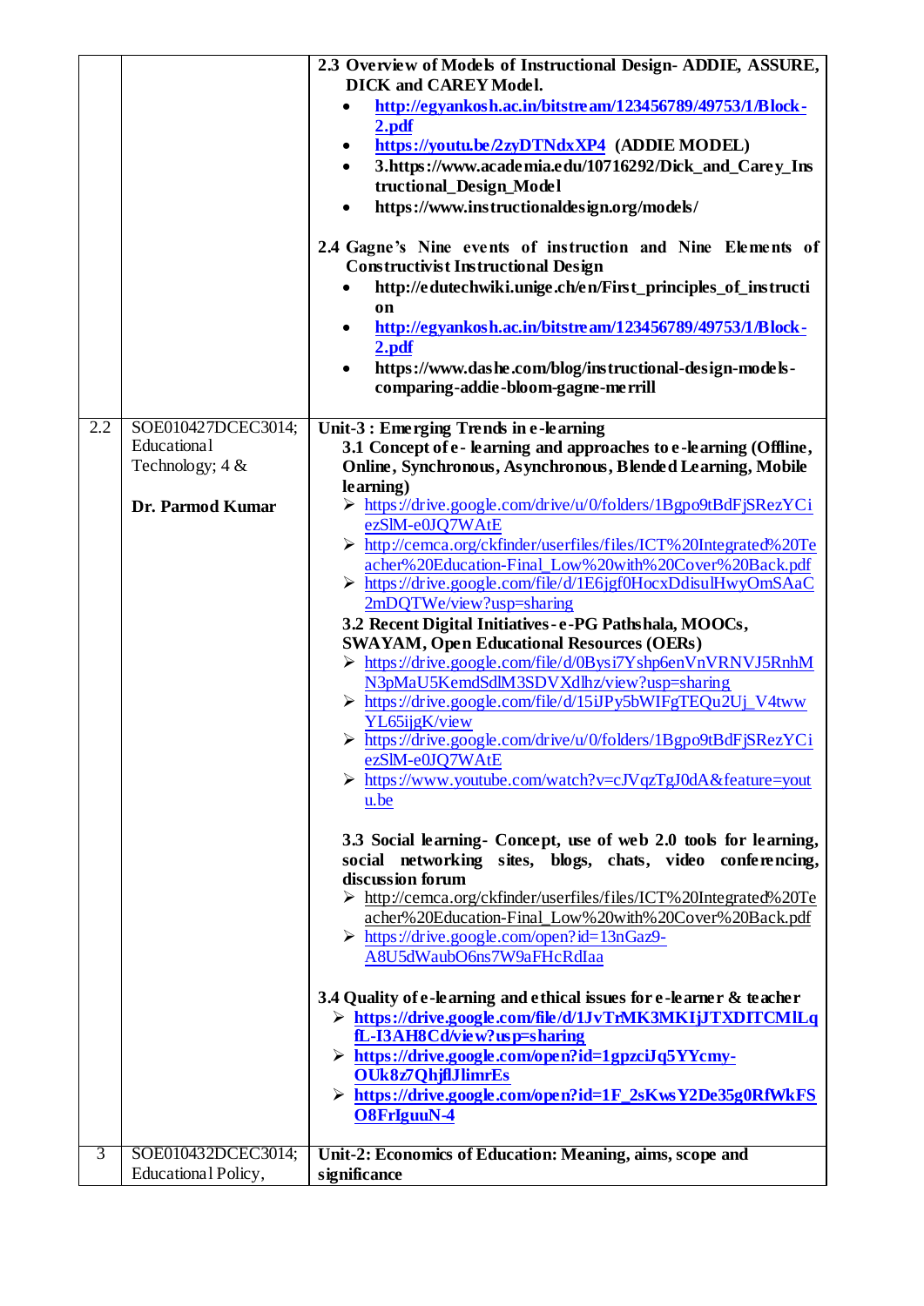| | | |
|---|---|---|
| | | **2.3 Overview of Models of Instructional Design- ADDIE, ASSURE, DICK and CAREY Model.**<br>• **http://egyankosh.ac.in/bitstream/123456789/49753/1/Block-2.pdf**<br>• **https://youtu.be/2zyDTNdxXP4 (ADDIE MODEL)**<br>• **3.https://www.academia.edu/10716292/Dick_and_Carey_Instructional_Design_Model**<br>• **https://www.instructionaldesign.org/models/**<br><br>**2.4 Gagne's Nine events of instruction and Nine Elements of Constructivist Instructional Design**<br>• **http://edutechwiki.unige.ch/en/First_principles_of_instruction**<br>• **http://egyankosh.ac.in/bitstream/123456789/49753/1/Block-2.pdf**<br>• **https://www.dashe.com/blog/instructional-design-models-comparing-addie-bloom-gagne-merrill** |
| 2.2 | SOE010427DCEC3014; Educational Technology; 4 &<br><br>**Dr. Parmod Kumar** | **Unit-3 : Emerging Trends in e-learning**<br>**3.1 Concept of e- learning and approaches to e-learning (Offline, Online, Synchronous, Asynchronous, Blended Learning, Mobile learning)**<br>➢ https://drive.google.com/drive/u/0/folders/1Bgpo9tBdFjSRezYCiezSlM-e0JQ7WAtE<br>➢ http://cemca.org/ckfinder/userfiles/files/ICT%20Integrated%20Teacher%20Education-Final_Low%20with%20Cover%20Back.pdf<br>➢ https://drive.google.com/file/d/1E6jgf0HocxDdisulHwyOmSAaC2mDQTWe/view?usp=sharing<br>**3.2 Recent Digital Initiatives- e-PG Pathshala, MOOCs, SWAYAM, Open Educational Resources (OERs)**<br>➢ https://drive.google.com/file/d/0Bysi7Yshp6enVnVRNVJ5RnhMN3pMaU5KemdSdlM3SDVXdlhz/view?usp=sharing<br>➢ https://drive.google.com/file/d/15iJPy5bWIFgTEQu2Uj_V4twwYL65ijgK/view<br>➢ https://drive.google.com/drive/u/0/folders/1Bgpo9tBdFjSRezYCiezSlM-e0JQ7WAtE<br>➢ https://www.youtube.com/watch?v=cJVqzTgJ0dA&feature=youtu.be<br><br>**3.3 Social learning- Concept, use of web 2.0 tools for learning, social networking sites, blogs, chats, video conferencing, discussion forum**<br>➢ http://cemca.org/ckfinder/userfiles/files/ICT%20Integrated%20Teacher%20Education-Final_Low%20with%20Cover%20Back.pdf<br>➢ https://drive.google.com/open?id=13nGaz9-A8U5dWaubO6ns7W9aFHcRdIaa<br><br>**3.4 Quality of e-learning and ethical issues for e-learner & teacher**<br>➢ **https://drive.google.com/file/d/1JvTrMK3MKIjJTXDITCMlLqfL-I3AH8Cd/view?usp=sharing**<br>➢ **https://drive.google.com/open?id=1gpzciJq5YYcmy-OUk8z7QhjflJlimrEs**<br>➢ **https://drive.google.com/open?id=1F_2sKwsY2De35g0RfWkFSO8FrIguuN-4** |
| 3 | SOE010432DCEC3014; Educational Policy, | **Unit-2: Economics of Education: Meaning, aims, scope and significance** |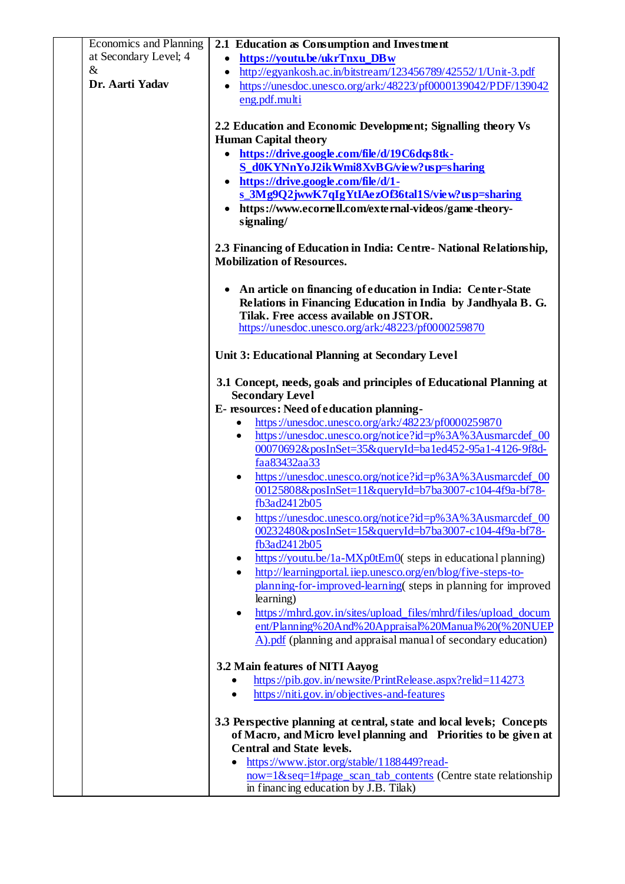| | | |
|---|---|---|
| | Economics and Planning at Secondary Level; 4 & **Dr. Aarti Yadav** | **2.1 Education as Consumption and Investment**<br>• **https://youtu.be/ukrTnxu_DBw**<br>• http://egyankosh.ac.in/bitstream/123456789/42552/1/Unit-3.pdf<br>• https://unesdoc.unesco.org/ark:/48223/pf0000139042/PDF/139042eng.pdf.multi<br><br>**2.2 Education and Economic Development; Signalling theory Vs Human Capital theory**<br>• **https://drive.google.com/file/d/19C6dqs8tk-S_d0KYNnYoJ2ikWmi8XvBG/view?usp=sharing**<br>• **https://drive.google.com/file/d/1-s_3Mg9Q2jwwK7qIgYtIAezOf36tal1S/view?usp=sharing**<br>• **https://www.ecornell.com/external-videos/game-theory-signaling/**<br><br>**2.3 Financing of Education in India: Centre- National Relationship, Mobilization of Resources.**<br><br>• **An article on financing of education in India: Center-State Relations in Financing Education in India by Jandhyala B. G. Tilak. Free access available on JSTOR.** https://unesdoc.unesco.org/ark:/48223/pf0000259870<br><br>**Unit 3: Educational Planning at Secondary Level**<br><br>**3.1 Concept, needs, goals and principles of Educational Planning at Secondary Level**<br>**E- resources: Need of education planning-**<br>• https://unesdoc.unesco.org/ark:/48223/pf0000259870<br>• https://unesdoc.unesco.org/notice?id=p%3A%3Ausmarcdef_0000070692&posInSet=35&queryId=ba1ed452-95a1-4126-9f8d-faa83432aa33<br>• https://unesdoc.unesco.org/notice?id=p%3A%3Ausmarcdef_0000125808&posInSet=11&queryId=b7ba3007-c104-4f9a-bf78-fb3ad2412b05<br>• https://unesdoc.unesco.org/notice?id=p%3A%3Ausmarcdef_0000232480&posInSet=15&queryId=b7ba3007-c104-4f9a-bf78-fb3ad2412b05<br>• https://youtu.be/1a-MXp0tEm0( steps in educational planning)<br>• http://learningportal.iiep.unesco.org/en/blog/five-steps-to-planning-for-improved-learning( steps in planning for improved learning)<br>• https://mhrd.gov.in/sites/upload_files/mhrd/files/upload_document/Planning%20And%20Appraisal%20Manual%20(%20NUEPA).pdf (planning and appraisal manual of secondary education)<br><br>**3.2 Main features of NITI Aayog**<br>• https://pib.gov.in/newsite/PrintRelease.aspx?relid=114273<br>• https://niti.gov.in/objectives-and-features<br><br>**3.3 Perspective planning at central, state and local levels; Concepts of Macro, and Micro level planning and Priorities to be given at Central and State levels.**<br>• https://www.jstor.org/stable/1188449?read-now=1&seq=1#page_scan_tab_contents (Centre state relationship in financing education by J.B. Tilak) |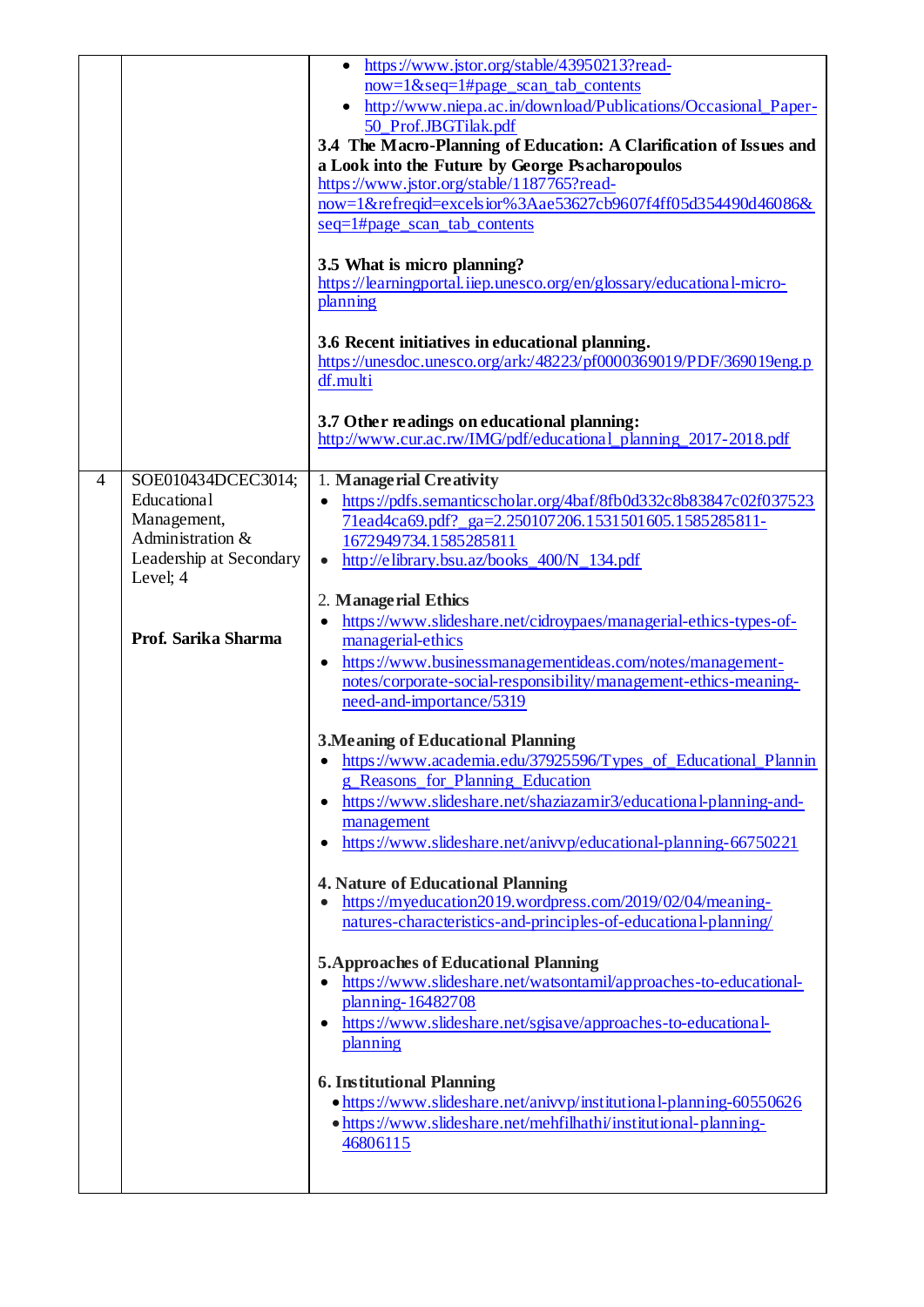| | | |
|---|---|---|
| | | • https://www.jstor.org/stable/43950213?read-now=1&seq=1#page_scan_tab_contents<br>• http://www.niepa.ac.in/download/Publications/Occasional_Paper-50_Prof.JBGTilak.pdf<br><br>**3.4 The Macro-Planning of Education: A Clarification of Issues and a Look into the Future by George Psacharopoulos**<br>https://www.jstor.org/stable/1187765?read-now=1&refreqid=excelsior%3Aae53627cb9607f4ff05d354490d46086&seq=1#page_scan_tab_contents<br><br>**3.5 What is micro planning?**<br>https://learningportal.iiep.unesco.org/en/glossary/educational-micro-planning<br><br>**3.6 Recent initiatives in educational planning.**<br>https://unesdoc.unesco.org/ark:/48223/pf0000369019/PDF/369019eng.pdf.multi<br><br>**3.7 Other readings on educational planning:**<br>http://www.cur.ac.rw/IMG/pdf/educational_planning_2017-2018.pdf |
| 4 | SOE010434DCEC3014; Educational Management, Administration & Leadership at Secondary Level; 4<br><br>**Prof. Sarika Sharma** | 1. **Managerial Creativity**<br>• https://pdfs.semanticscholar.org/4baf/8fb0d332c8b83847c02f03752371ead4ca69.pdf?_ga=2.250107206.1531501605.1585285811-1672949734.1585285811<br>• http://elibrary.bsu.az/books_400/N_134.pdf<br><br>2. **Managerial Ethics**<br>• https://www.slideshare.net/cidroypaes/managerial-ethics-types-of-managerial-ethics<br>• https://www.businessmanagementideas.com/notes/management-notes/corporate-social-responsibility/management-ethics-meaning-need-and-importance/5319<br><br>**3.Meaning of Educational Planning**<br>• https://www.academia.edu/37925596/Types_of_Educational_Planning_Reasons_for_Planning_Education<br>• https://www.slideshare.net/shaziazamir3/educational-planning-and-management<br>• https://www.slideshare.net/anivvp/educational-planning-66750221<br><br>**4. Nature of Educational Planning**<br>• https://myeducation2019.wordpress.com/2019/02/04/meaning-natures-characteristics-and-principles-of-educational-planning/<br><br>**5.Approaches of Educational Planning**<br>• https://www.slideshare.net/watsontamil/approaches-to-educational-planning-16482708<br>• https://www.slideshare.net/sgisave/approaches-to-educational-planning<br><br>**6. Institutional Planning**<br>• https://www.slideshare.net/anivvp/institutional-planning-60550626<br>• https://www.slideshare.net/mehfilhathi/institutional-planning-46806115 |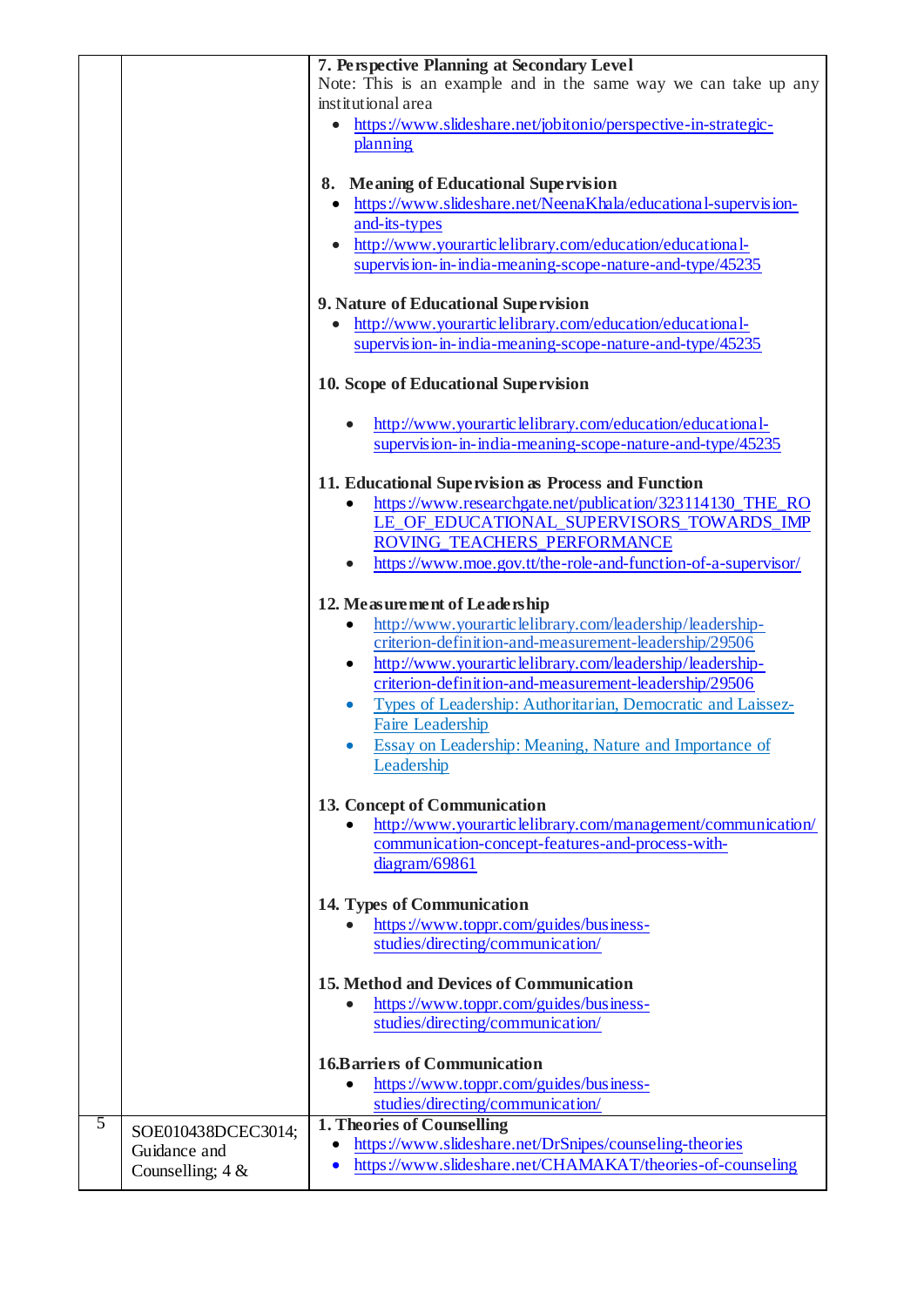| | | |
|---|---|---|
| | | **7. Perspective Planning at Secondary Level**<br>Note: This is an example and in the same way we can take up any institutional area<br>• https://www.slideshare.net/jobitonio/perspective-in-strategic-planning<br><br>**8. Meaning of Educational Supervision**<br>• https://www.slideshare.net/NeenaKhala/educational-supervision-and-its-types<br>• http://www.yourarticlelibrary.com/education/educational-supervision-in-india-meaning-scope-nature-and-type/45235<br><br>**9. Nature of Educational Supervision**<br>• http://www.yourarticlelibrary.com/education/educational-supervision-in-india-meaning-scope-nature-and-type/45235<br><br>**10. Scope of Educational Supervision**<br>• http://www.yourarticlelibrary.com/education/educational-supervision-in-india-meaning-scope-nature-and-type/45235<br><br>**11. Educational Supervision as Process and Function**<br>• https://www.researchgate.net/publication/323114130_THE_ROLE_OF_EDUCATIONAL_SUPERVISORS_TOWARDS_IMPROVING_TEACHERS_PERFORMANCE<br>• https://www.moe.gov.tt/the-role-and-function-of-a-supervisor/<br><br>**12. Measurement of Leadership**<br>• http://www.yourarticlelibrary.com/leadership/leadership-criterion-definition-and-measurement-leadership/29506<br>• http://www.yourarticlelibrary.com/leadership/leadership-criterion-definition-and-measurement-leadership/29506<br>• Types of Leadership: Authoritarian, Democratic and Laissez-Faire Leadership<br>• Essay on Leadership: Meaning, Nature and Importance of Leadership<br><br>**13. Concept of Communication**<br>• http://www.yourarticlelibrary.com/management/communication/communication-concept-features-and-process-with-diagram/69861<br><br>**14. Types of Communication**<br>• https://www.toppr.com/guides/business-studies/directing/communication/<br><br>**15. Method and Devices of Communication**<br>• https://www.toppr.com/guides/business-studies/directing/communication/<br><br>**16.Barriers of Communication**<br>• https://www.toppr.com/guides/business-studies/directing/communication/ |
| 5 | SOE010438DCEC3014; Guidance and Counselling; 4 & | **1. Theories of Counselling**<br>• https://www.slideshare.net/DrSnipes/counseling-theories<br>• https://www.slideshare.net/CHAMAKAT/theories-of-counseling |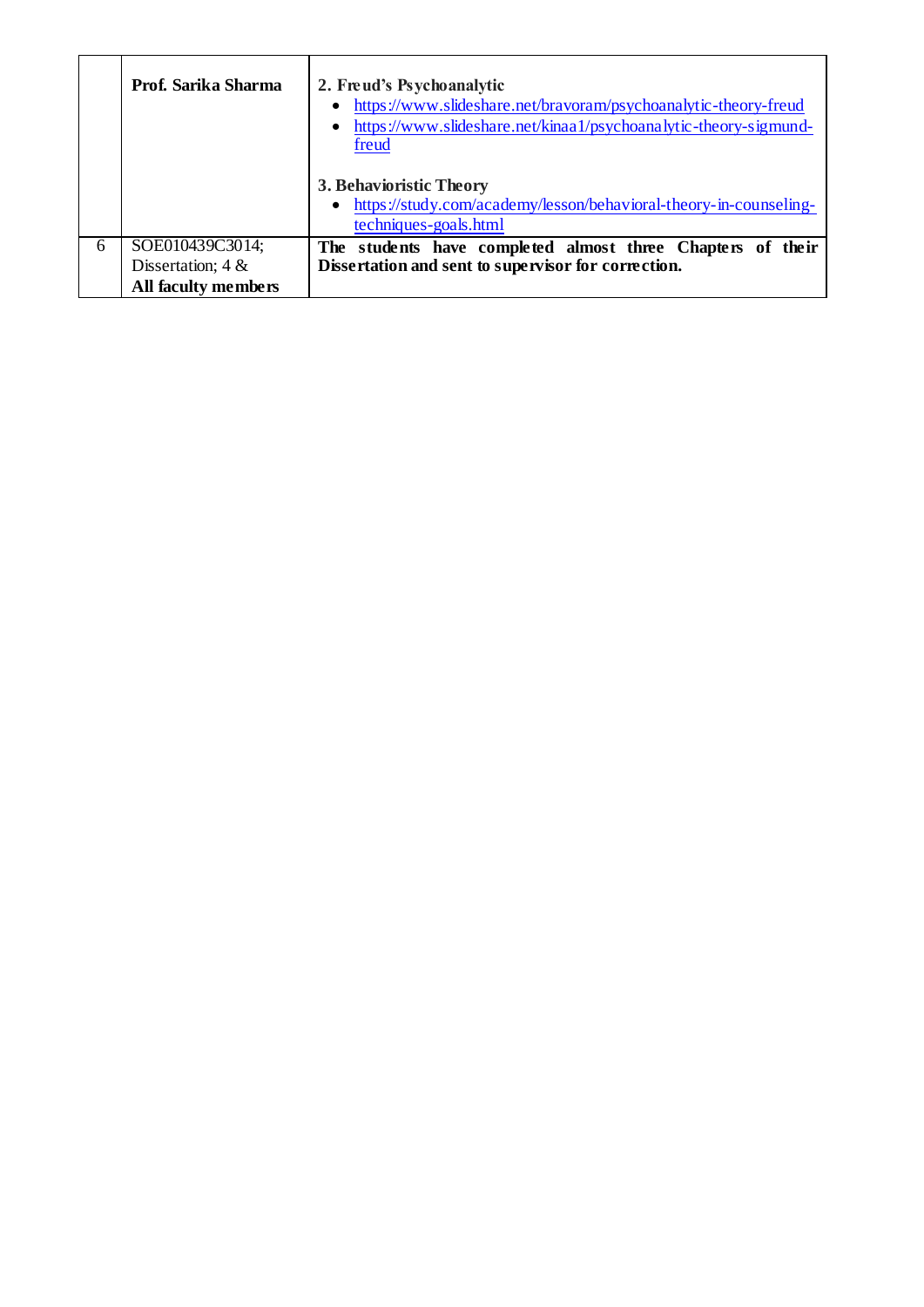| | | |
|---|---|---|
| | **Prof. Sarika Sharma** | **2. Freud's Psychoanalytic**<br>• https://www.slideshare.net/bravoram/psychoanalytic-theory-freud<br>• https://www.slideshare.net/kinaa1/psychoanalytic-theory-sigmund-freud<br><br>**3. Behavioristic Theory**<br>• https://study.com/academy/lesson/behavioral-theory-in-counseling-techniques-goals.html |
| 6 | SOE010439C3014; Dissertation; 4 & **All faculty members** | **The students have completed almost three Chapters of their Dissertation and sent to supervisor for correction.** |